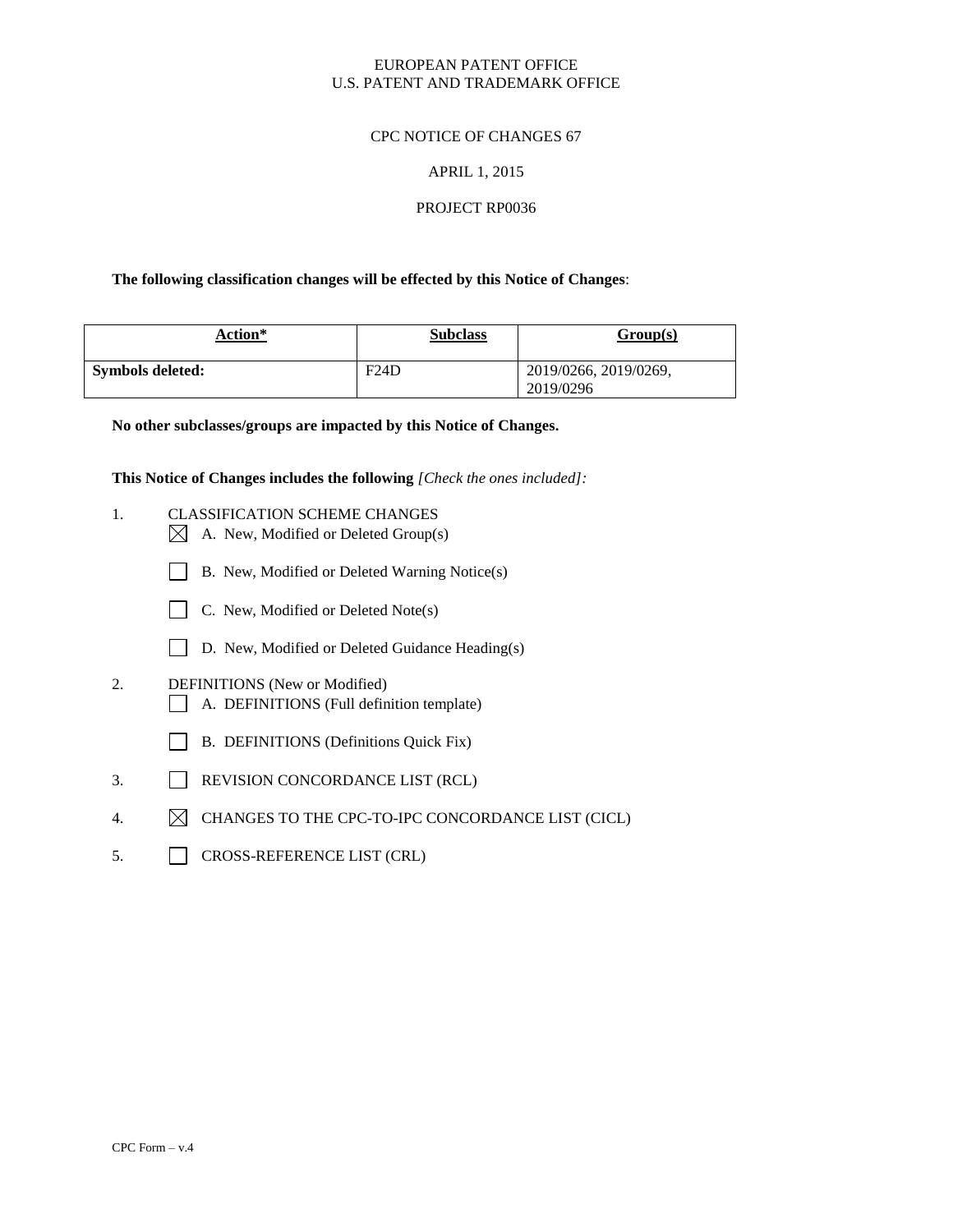EUROPEAN PATENT OFFICE
U.S. PATENT AND TRADEMARK OFFICE

CPC NOTICE OF CHANGES 67

APRIL 1, 2015

PROJECT RP0036

**The following classification changes will be effected by this Notice of Changes**:

| Action* | Subclass | Group(s) |
|---|---|---|
| **Symbols deleted:** | F24D | 2019/0266, 2019/0269, 2019/0296 |

**No other subclasses/groups are impacted by this Notice of Changes.**

**This Notice of Changes includes the following** *[Check the ones included]:*

1. CLASSIFICATION SCHEME CHANGES
   - ☒ A. New, Modified or Deleted Group(s)
   - ☐ B. New, Modified or Deleted Warning Notice(s)
   - ☐ C. New, Modified or Deleted Note(s)
   - ☐ D. New, Modified or Deleted Guidance Heading(s)
2. DEFINITIONS (New or Modified)
   - ☐ A. DEFINITIONS (Full definition template)
   - ☐ B. DEFINITIONS (Definitions Quick Fix)
3. ☐ REVISION CONCORDANCE LIST (RCL)
4. ☒ CHANGES TO THE CPC-TO-IPC CONCORDANCE LIST (CICL)
5. ☐ CROSS-REFERENCE LIST (CRL)

CPC Form – v.4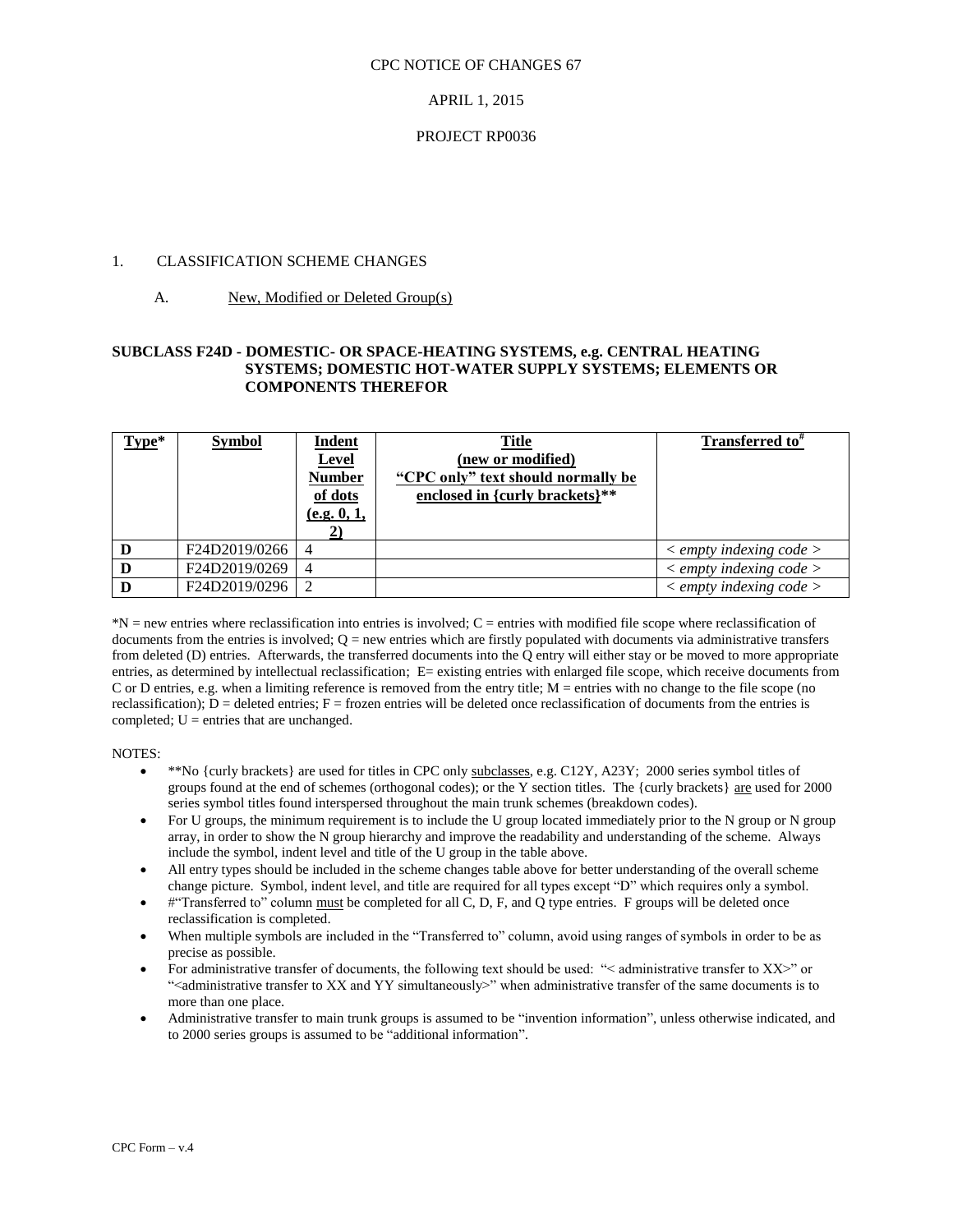CPC NOTICE OF CHANGES 67

APRIL 1, 2015

PROJECT RP0036

1. CLASSIFICATION SCHEME CHANGES

A. New, Modified or Deleted Group(s)

**SUBCLASS F24D - DOMESTIC- OR SPACE-HEATING SYSTEMS, e.g. CENTRAL HEATING SYSTEMS; DOMESTIC HOT-WATER SUPPLY SYSTEMS; ELEMENTS OR COMPONENTS THEREFOR**

| Type* | Symbol | Indent Level Number of dots (e.g. 0, 1, 2) | Title (new or modified) "CPC only" text should normally be enclosed in {curly brackets}** | Transferred to# |
|---|---|---|---|---|
| **D** | F24D2019/0266 | 4 | | *< empty indexing code >* |
| **D** | F24D2019/0269 | 4 | | *< empty indexing code >* |
| **D** | F24D2019/0296 | 2 | | *< empty indexing code >* |

*N = new entries where reclassification into entries is involved; C = entries with modified file scope where reclassification of documents from the entries is involved; Q = new entries which are firstly populated with documents via administrative transfers from deleted (D) entries. Afterwards, the transferred documents into the Q entry will either stay or be moved to more appropriate entries, as determined by intellectual reclassification; E= existing entries with enlarged file scope, which receive documents from C or D entries, e.g. when a limiting reference is removed from the entry title; M = entries with no change to the file scope (no reclassification); D = deleted entries; F = frozen entries will be deleted once reclassification of documents from the entries is completed; U = entries that are unchanged.

NOTES:

- **No {curly brackets} are used for titles in CPC only subclasses, e.g. C12Y, A23Y; 2000 series symbol titles of groups found at the end of schemes (orthogonal codes); or the Y section titles. The {curly brackets} are used for 2000 series symbol titles found interspersed throughout the main trunk schemes (breakdown codes).
- For U groups, the minimum requirement is to include the U group located immediately prior to the N group or N group array, in order to show the N group hierarchy and improve the readability and understanding of the scheme. Always include the symbol, indent level and title of the U group in the table above.
- All entry types should be included in the scheme changes table above for better understanding of the overall scheme change picture. Symbol, indent level, and title are required for all types except "D" which requires only a symbol.
- #"Transferred to" column must be completed for all C, D, F, and Q type entries. F groups will be deleted once reclassification is completed.
- When multiple symbols are included in the "Transferred to" column, avoid using ranges of symbols in order to be as precise as possible.
- For administrative transfer of documents, the following text should be used: "< administrative transfer to XX>" or "<administrative transfer to XX and YY simultaneously>" when administrative transfer of the same documents is to more than one place.
- Administrative transfer to main trunk groups is assumed to be "invention information", unless otherwise indicated, and to 2000 series groups is assumed to be "additional information".

CPC Form – v.4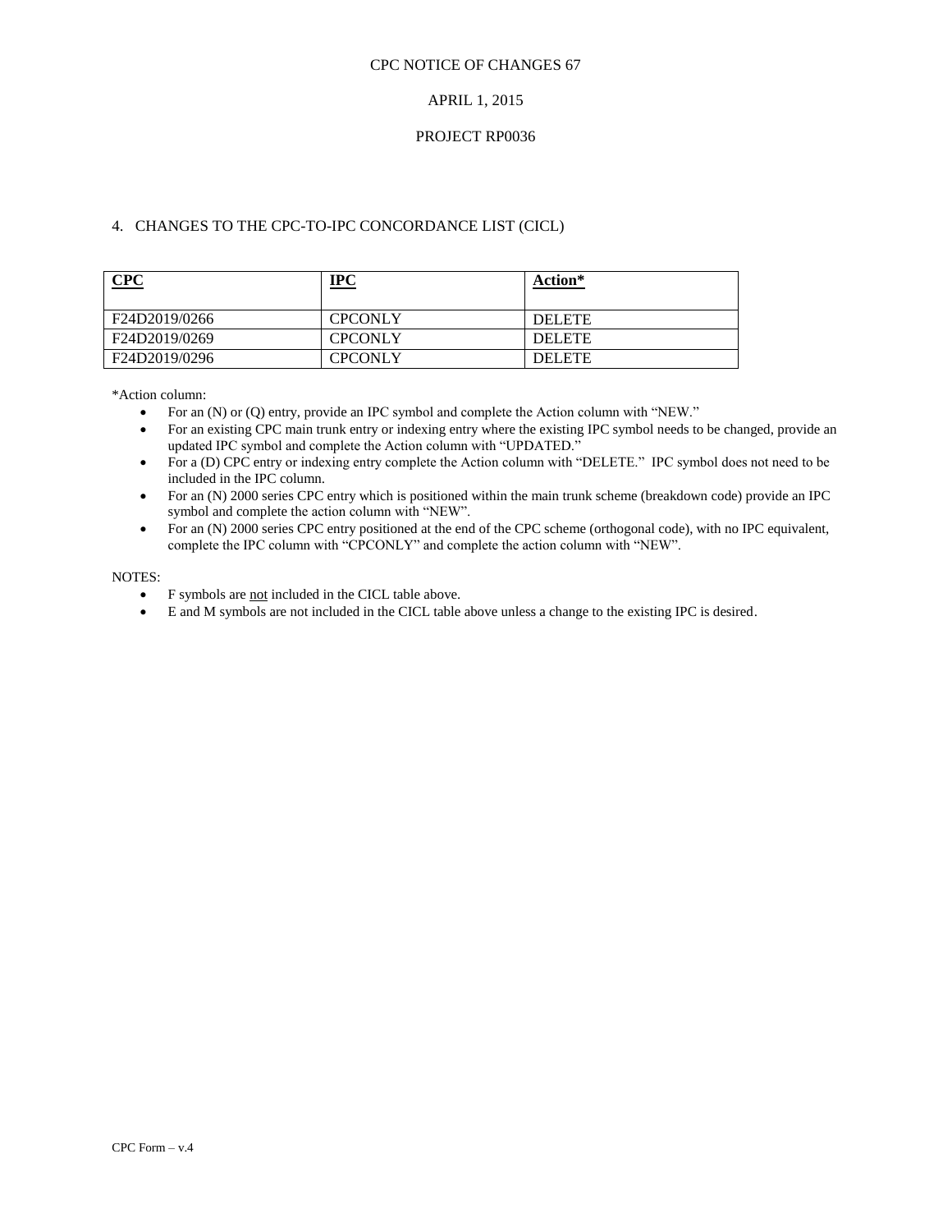CPC NOTICE OF CHANGES 67

APRIL 1, 2015

PROJECT RP0036

4. CHANGES TO THE CPC-TO-IPC CONCORDANCE LIST (CICL)

| CPC | IPC | Action* |
|---|---|---|
| F24D2019/0266 | CPCONLY | DELETE |
| F24D2019/0269 | CPCONLY | DELETE |
| F24D2019/0296 | CPCONLY | DELETE |

*Action column:

- For an (N) or (Q) entry, provide an IPC symbol and complete the Action column with "NEW."
- For an existing CPC main trunk entry or indexing entry where the existing IPC symbol needs to be changed, provide an updated IPC symbol and complete the Action column with "UPDATED."
- For a (D) CPC entry or indexing entry complete the Action column with "DELETE." IPC symbol does not need to be included in the IPC column.
- For an (N) 2000 series CPC entry which is positioned within the main trunk scheme (breakdown code) provide an IPC symbol and complete the action column with "NEW".
- For an (N) 2000 series CPC entry positioned at the end of the CPC scheme (orthogonal code), with no IPC equivalent, complete the IPC column with "CPCONLY" and complete the action column with "NEW".

NOTES:

- F symbols are not included in the CICL table above.
- E and M symbols are not included in the CICL table above unless a change to the existing IPC is desired.

CPC Form – v.4